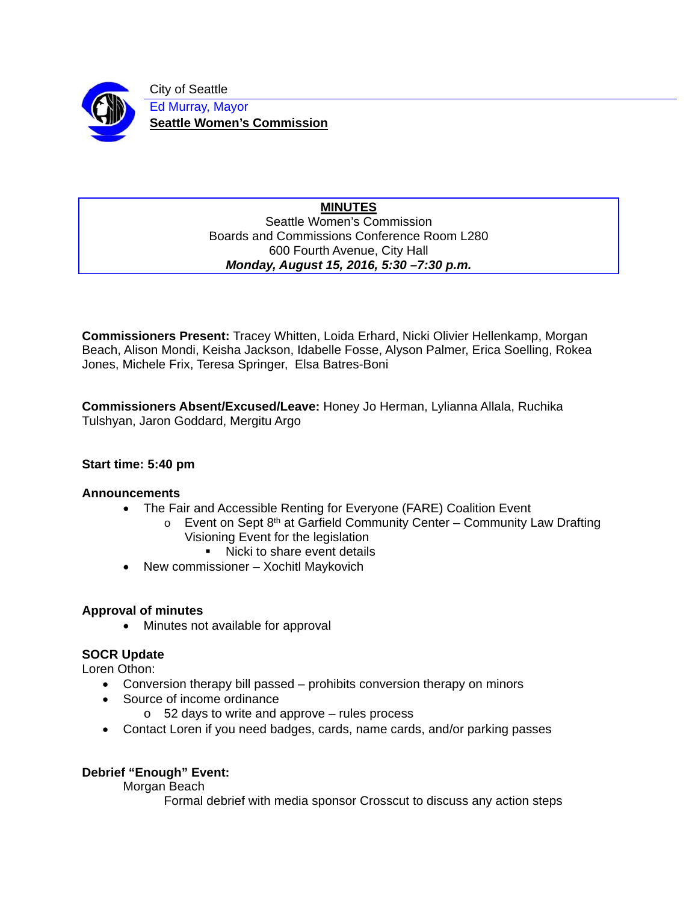City of Seattle

Ed Murray, Mayor

**Seattle Women's Commission**

# MINUTES

Seattle Women's Commission
Boards and Commissions Conference Room L280
600 Fourth Avenue, City Hall
***Monday, August 15, 2016, 5:30 –7:30 p.m.***

**Commissioners Present:** Tracey Whitten, Loida Erhard, Nicki Olivier Hellenkamp, Morgan Beach, Alison Mondi, Keisha Jackson, Idabelle Fosse, Alyson Palmer, Erica Soelling, Rokea Jones, Michele Frix, Teresa Springer, Elsa Batres-Boni

**Commissioners Absent/Excused/Leave:** Honey Jo Herman, Lylianna Allala, Ruchika Tulshyan, Jaron Goddard, Mergitu Argo

**Start time: 5:40 pm**

**Announcements**

- The Fair and Accessible Renting for Everyone (FARE) Coalition Event
  - Event on Sept 8th at Garfield Community Center – Community Law Drafting Visioning Event for the legislation
    - Nicki to share event details
- New commissioner – Xochitl Maykovich

**Approval of minutes**

- Minutes not available for approval

**SOCR Update**

Loren Othon:

- Conversion therapy bill passed – prohibits conversion therapy on minors
- Source of income ordinance
  - 52 days to write and approve – rules process
- Contact Loren if you need badges, cards, name cards, and/or parking passes

**Debrief "Enough" Event:**

Morgan Beach

Formal debrief with media sponsor Crosscut to discuss any action steps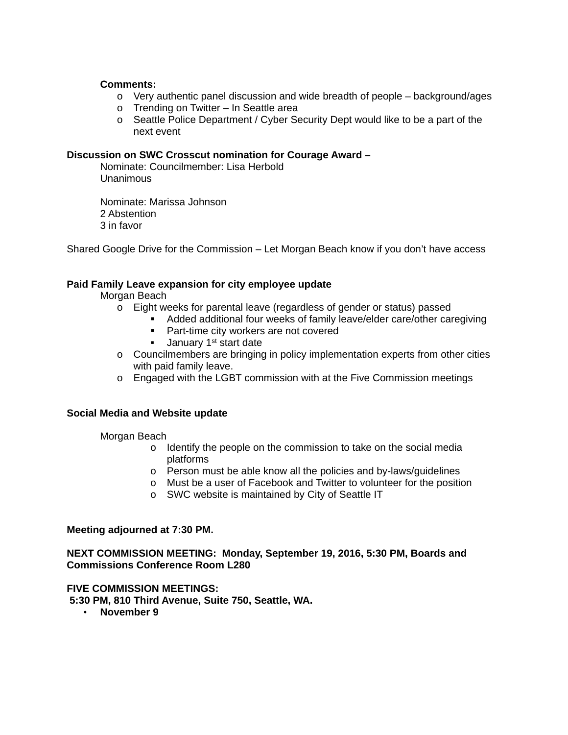**Comments:**

- Very authentic panel discussion and wide breadth of people – background/ages
- Trending on Twitter – In Seattle area
- Seattle Police Department / Cyber Security Dept would like to be a part of the next event

**Discussion on SWC Crosscut nomination for Courage Award –**

Nominate: Councilmember: Lisa Herbold
Unanimous

Nominate: Marissa Johnson
2 Abstention
3 in favor

Shared Google Drive for the Commission – Let Morgan Beach know if you don't have access

**Paid Family Leave expansion for city employee update**

Morgan Beach

- Eight weeks for parental leave (regardless of gender or status) passed
  - Added additional four weeks of family leave/elder care/other caregiving
  - Part-time city workers are not covered
  - January 1st start date
- Councilmembers are bringing in policy implementation experts from other cities with paid family leave.
- Engaged with the LGBT commission with at the Five Commission meetings

**Social Media and Website update**

Morgan Beach

- Identify the people on the commission to take on the social media platforms
- Person must be able know all the policies and by-laws/guidelines
- Must be a user of Facebook and Twitter to volunteer for the position
- SWC website is maintained by City of Seattle IT

**Meeting adjourned at 7:30 PM.**

**NEXT COMMISSION MEETING: Monday, September 19, 2016, 5:30 PM, Boards and Commissions Conference Room L280**

**FIVE COMMISSION MEETINGS:**
**5:30 PM, 810 Third Avenue, Suite 750, Seattle, WA.**

- **November 9**